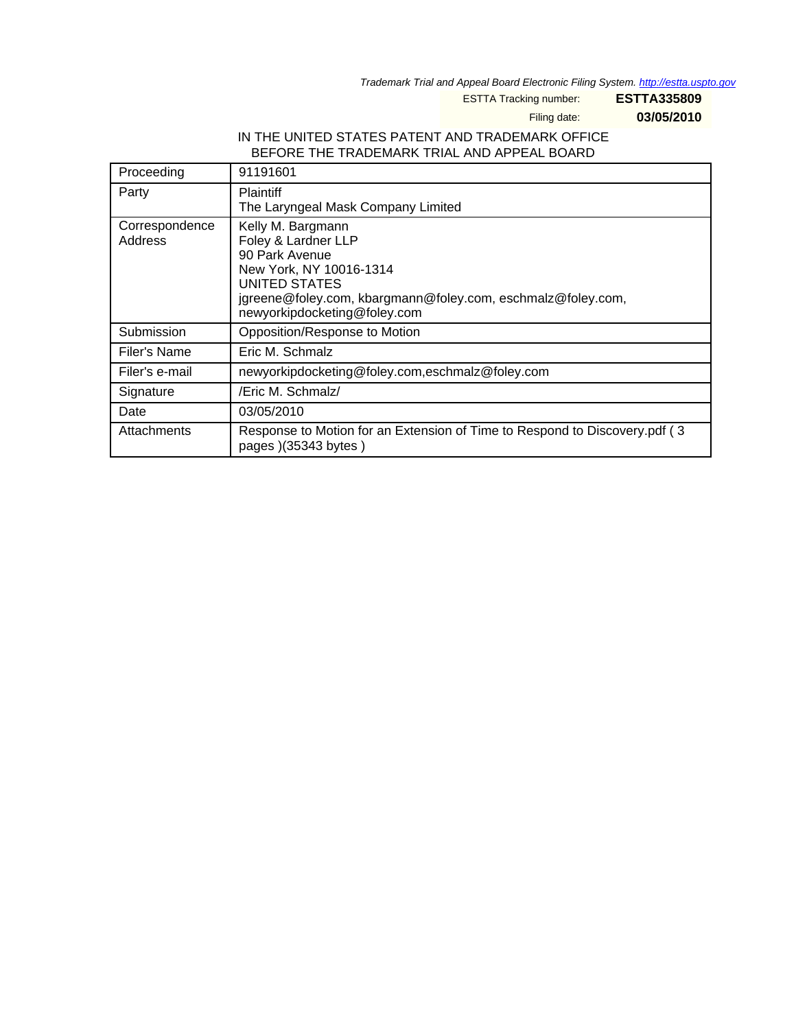*Trademark Trial and Appeal Board Electronic Filing System. http://estta.uspto.gov*

ESTTA Tracking number: **ESTTA335809**

Filing date: **03/05/2010**

IN THE UNITED STATES PATENT AND TRADEMARK OFFICE
BEFORE THE TRADEMARK TRIAL AND APPEAL BOARD

| | |
|---|---|
| Proceeding | 91191601 |
| Party | Plaintiff<br>The Laryngeal Mask Company Limited |
| Correspondence Address | Kelly M. Bargmann<br>Foley & Lardner LLP<br>90 Park Avenue<br>New York, NY 10016-1314<br>UNITED STATES<br>jgreene@foley.com, kbargmann@foley.com, eschmalz@foley.com, newyorkipdocketing@foley.com |
| Submission | Opposition/Response to Motion |
| Filer's Name | Eric M. Schmalz |
| Filer's e-mail | newyorkipdocketing@foley.com,eschmalz@foley.com |
| Signature | /Eric M. Schmalz/ |
| Date | 03/05/2010 |
| Attachments | Response to Motion for an Extension of Time to Respond to Discovery.pdf ( 3 pages )(35343 bytes ) |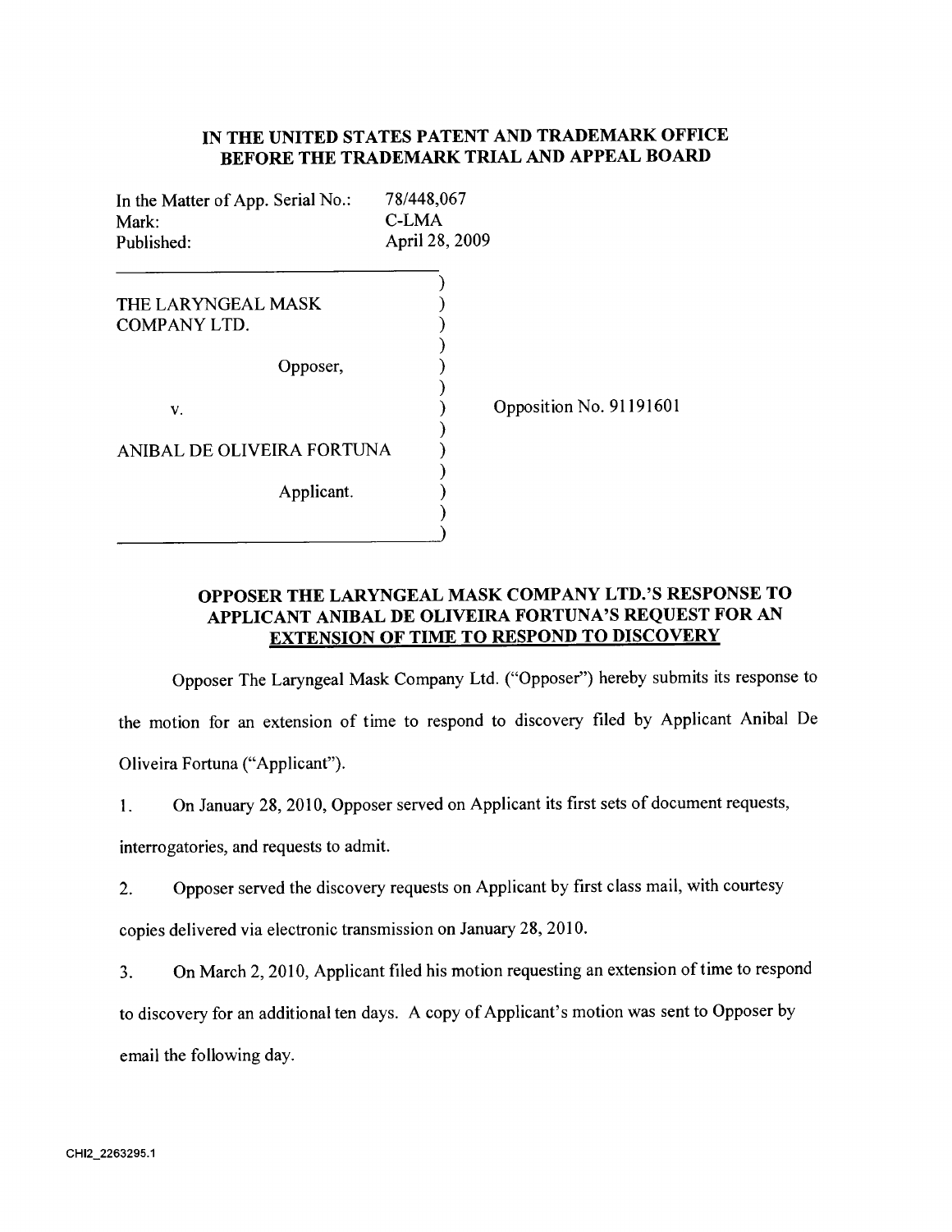**IN THE UNITED STATES PATENT AND TRADEMARK OFFICE**
**BEFORE THE TRADEMARK TRIAL AND APPEAL BOARD**

| | |
|---|---|
| In the Matter of App. Serial No.: | 78/448,067 |
| Mark: | C-LMA |
| Published: | April 28, 2009 |

THE LARYNGEAL MASK COMPANY LTD.

Opposer,

v.

ANIBAL DE OLIVEIRA FORTUNA

Applicant.

Opposition No. 91191601

**OPPOSER THE LARYNGEAL MASK COMPANY LTD.'S RESPONSE TO APPLICANT ANIBAL DE OLIVEIRA FORTUNA'S REQUEST FOR AN EXTENSION OF TIME TO RESPOND TO DISCOVERY**

Opposer The Laryngeal Mask Company Ltd. ("Opposer") hereby submits its response to the motion for an extension of time to respond to discovery filed by Applicant Anibal De Oliveira Fortuna ("Applicant").

1. On January 28, 2010, Opposer served on Applicant its first sets of document requests, interrogatories, and requests to admit.

2. Opposer served the discovery requests on Applicant by first class mail, with courtesy copies delivered via electronic transmission on January 28, 2010.

3. On March 2, 2010, Applicant filed his motion requesting an extension of time to respond to discovery for an additional ten days. A copy of Applicant's motion was sent to Opposer by email the following day.

CHI2_2263295.1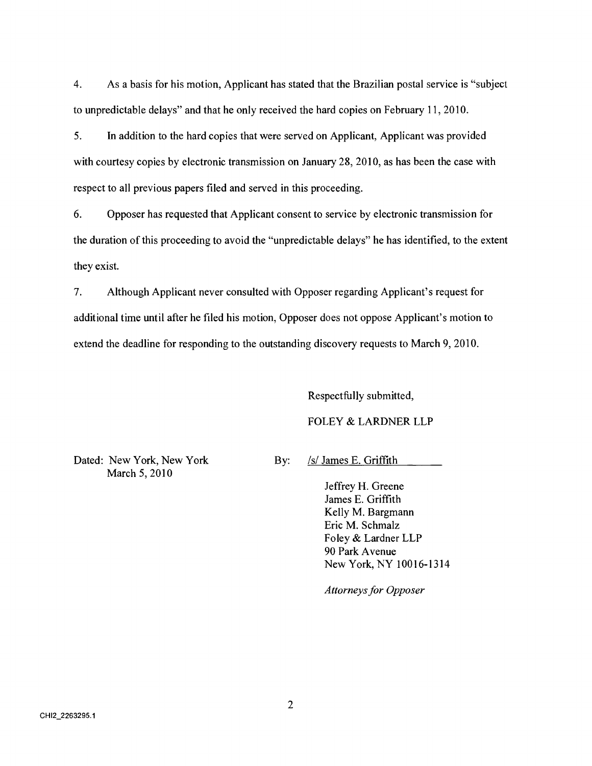4. As a basis for his motion, Applicant has stated that the Brazilian postal service is "subject to unpredictable delays" and that he only received the hard copies on February 11, 2010.

5. In addition to the hard copies that were served on Applicant, Applicant was provided with courtesy copies by electronic transmission on January 28, 2010, as has been the case with respect to all previous papers filed and served in this proceeding.

6. Opposer has requested that Applicant consent to service by electronic transmission for the duration of this proceeding to avoid the "unpredictable delays" he has identified, to the extent they exist.

7. Although Applicant never consulted with Opposer regarding Applicant's request for additional time until after he filed his motion, Opposer does not oppose Applicant's motion to extend the deadline for responding to the outstanding discovery requests to March 9, 2010.

Respectfully submitted,

FOLEY & LARDNER LLP

Dated: New York, New York
March 5, 2010

By: /s/ James E. Griffith

Jeffrey H. Greene
James E. Griffith
Kelly M. Bargmann
Eric M. Schmalz
Foley & Lardner LLP
90 Park Avenue
New York, NY 10016-1314

*Attorneys for Opposer*

CHI2_2263295.1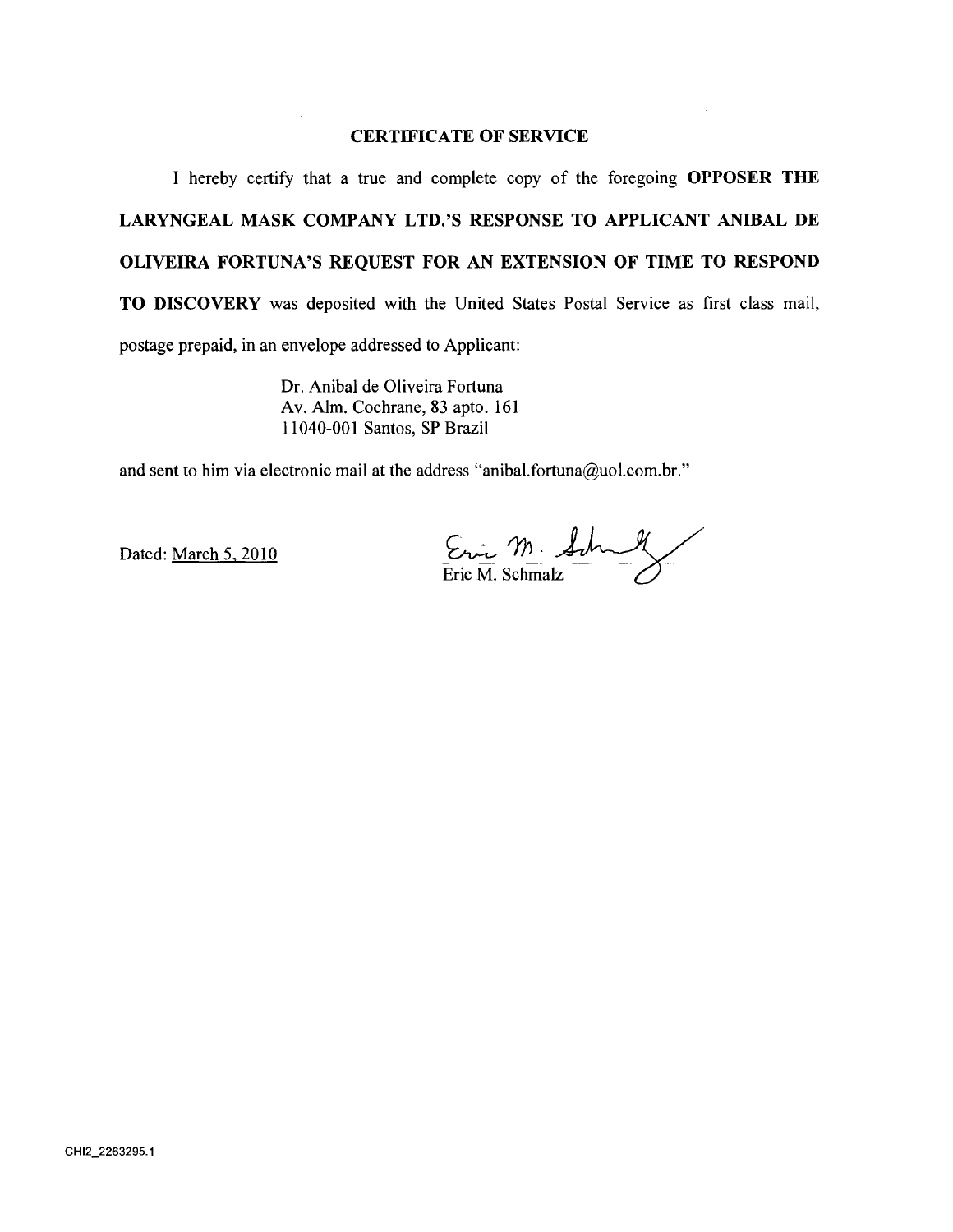## CERTIFICATE OF SERVICE

I hereby certify that a true and complete copy of the foregoing **OPPOSER THE LARYNGEAL MASK COMPANY LTD.'S RESPONSE TO APPLICANT ANIBAL DE OLIVEIRA FORTUNA'S REQUEST FOR AN EXTENSION OF TIME TO RESPOND TO DISCOVERY** was deposited with the United States Postal Service as first class mail, postage prepaid, in an envelope addressed to Applicant:

Dr. Anibal de Oliveira Fortuna
Av. Alm. Cochrane, 83 apto. 161
11040-001 Santos, SP Brazil

and sent to him via electronic mail at the address "anibal.fortuna@uol.com.br."

Dated: March 5, 2010

Eric M. Schmalz

CHI2_2263295.1